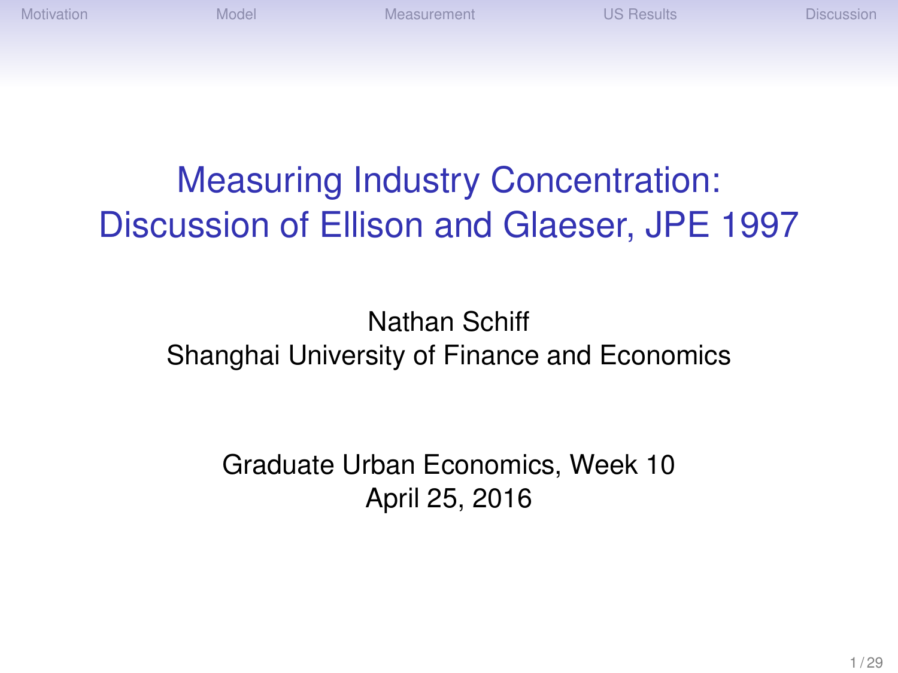# Measuring Industry Concentration: Discussion of Ellison and Glaeser, JPE 1997

Nathan Schiff
Shanghai University of Finance and Economics

Graduate Urban Economics, Week 10
April 25, 2016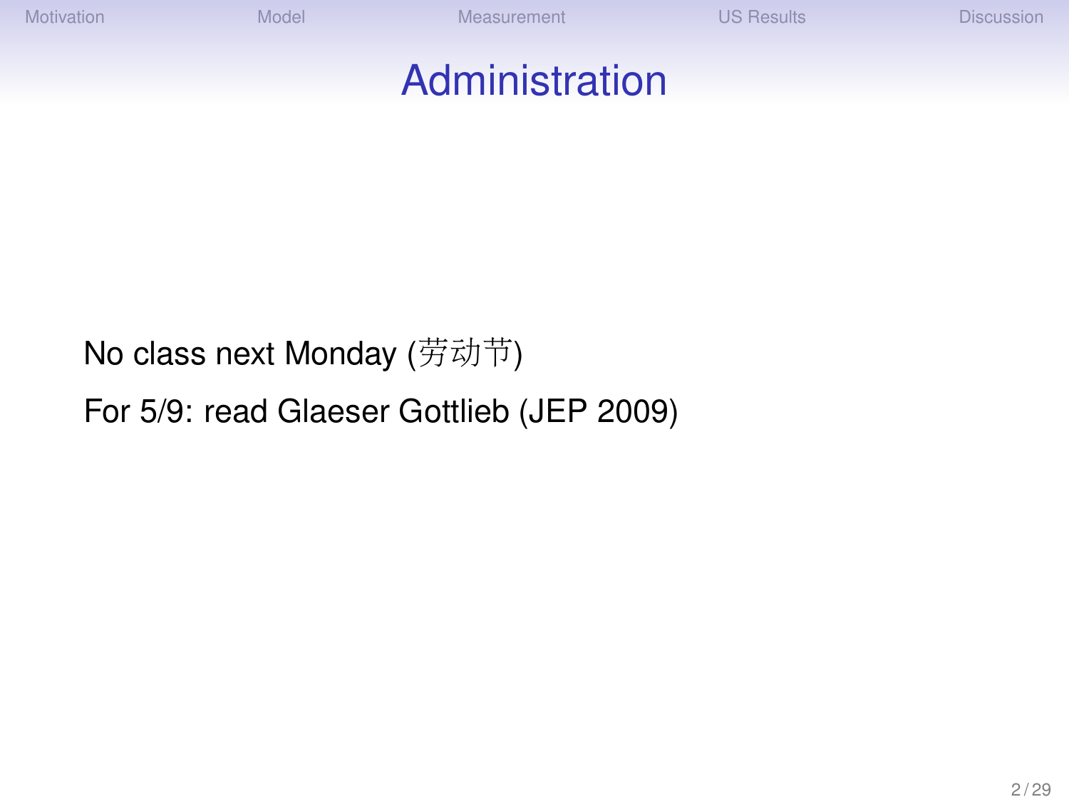# Administration

No class next Monday (劳动节)

For 5/9: read Glaeser Gottlieb (JEP 2009)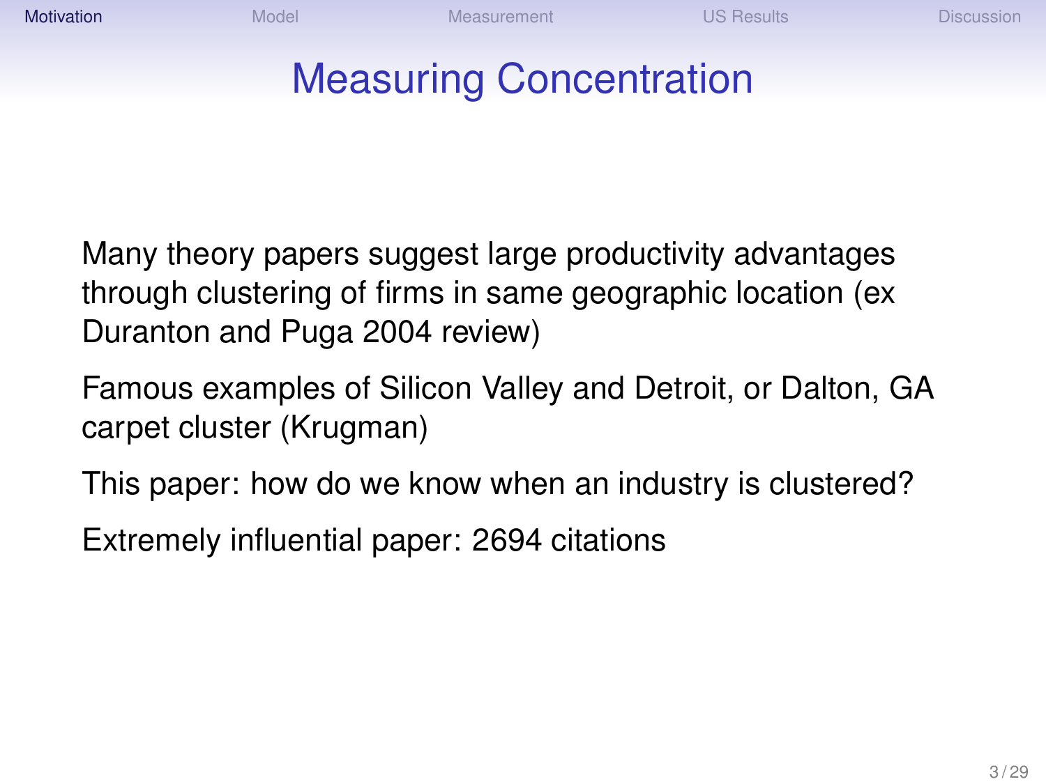# Measuring Concentration

Many theory papers suggest large productivity advantages through clustering of firms in same geographic location (ex Duranton and Puga 2004 review)

Famous examples of Silicon Valley and Detroit, or Dalton, GA carpet cluster (Krugman)

This paper: how do we know when an industry is clustered?

Extremely influential paper: 2694 citations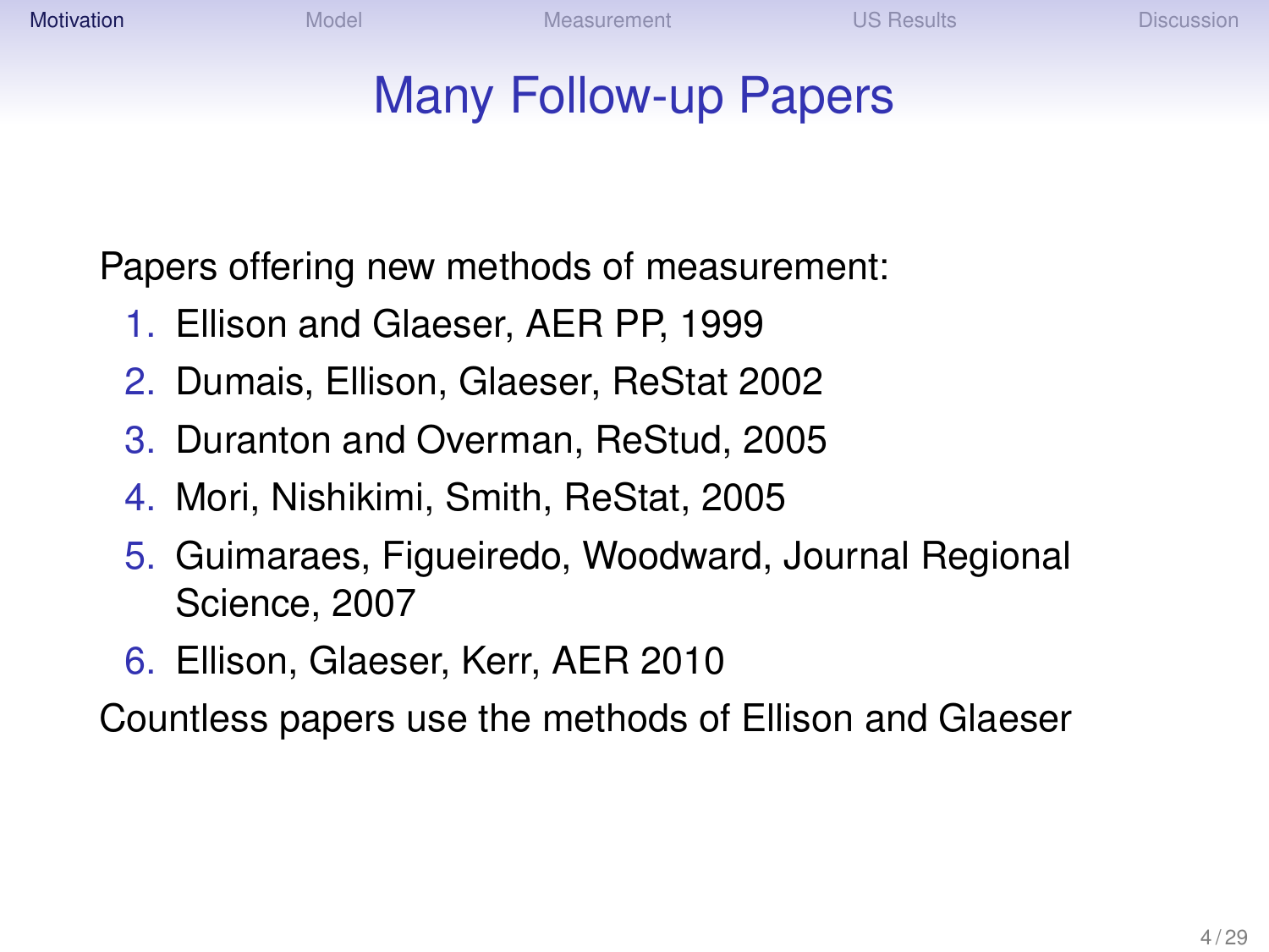# Many Follow-up Papers

Papers offering new methods of measurement:

1. Ellison and Glaeser, AER PP, 1999
2. Dumais, Ellison, Glaeser, ReStat 2002
3. Duranton and Overman, ReStud, 2005
4. Mori, Nishikimi, Smith, ReStat, 2005
5. Guimaraes, Figueiredo, Woodward, Journal Regional Science, 2007
6. Ellison, Glaeser, Kerr, AER 2010

Countless papers use the methods of Ellison and Glaeser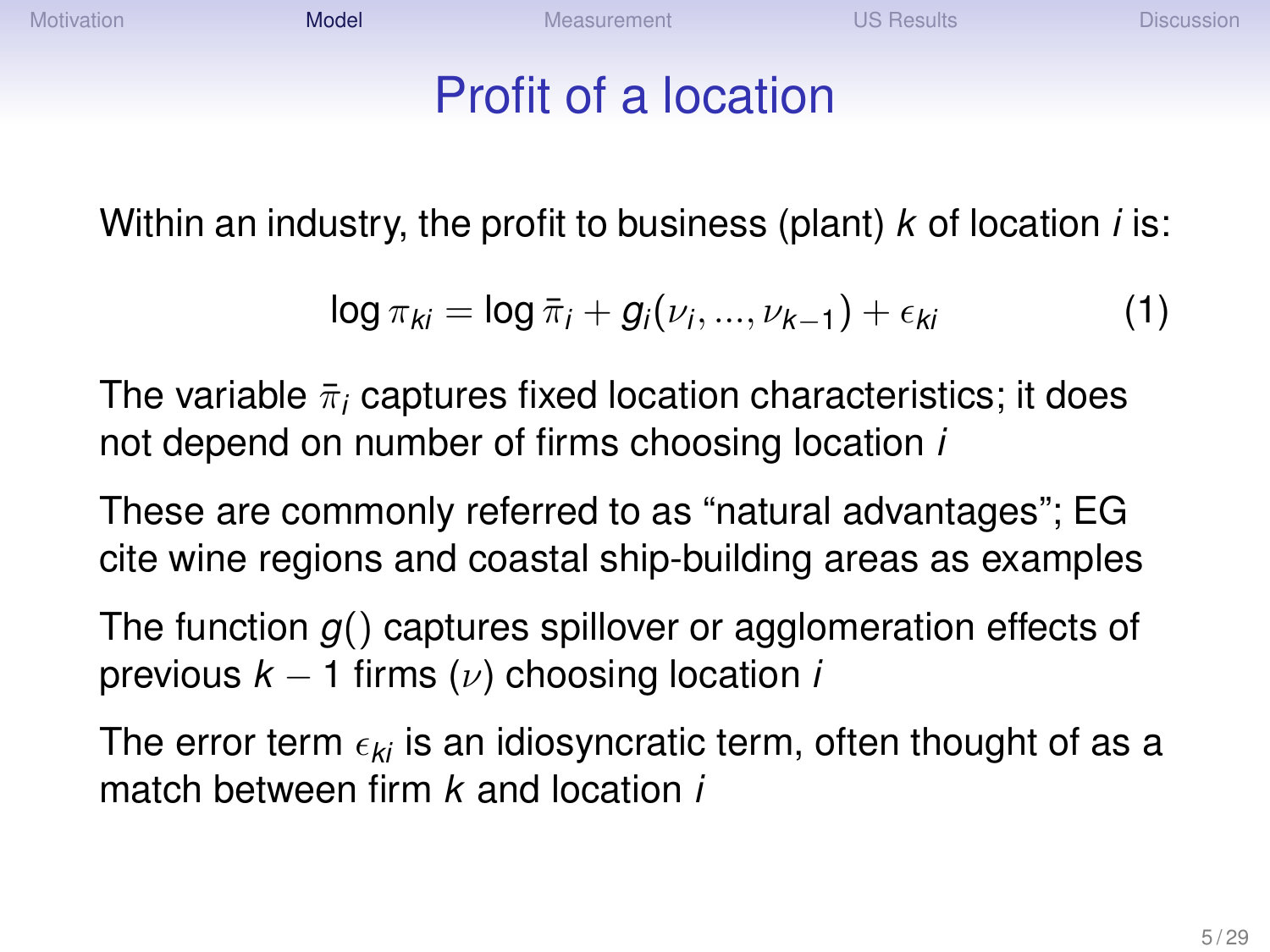# Profit of a location

Within an industry, the profit to business (plant) $k$ of location $i$ is:

$$\log \pi_{ki} = \log \bar{\pi}_i + g_i(\nu_i, ..., \nu_{k-1}) + \epsilon_{ki} \tag{1}$$

The variable $\bar{\pi}_i$ captures fixed location characteristics; it does not depend on number of firms choosing location $i$

These are commonly referred to as "natural advantages"; EG cite wine regions and coastal ship-building areas as examples

The function $g()$ captures spillover or agglomeration effects of previous $k-1$ firms ($\nu$) choosing location $i$

The error term $\epsilon_{ki}$ is an idiosyncratic term, often thought of as a match between firm $k$ and location $i$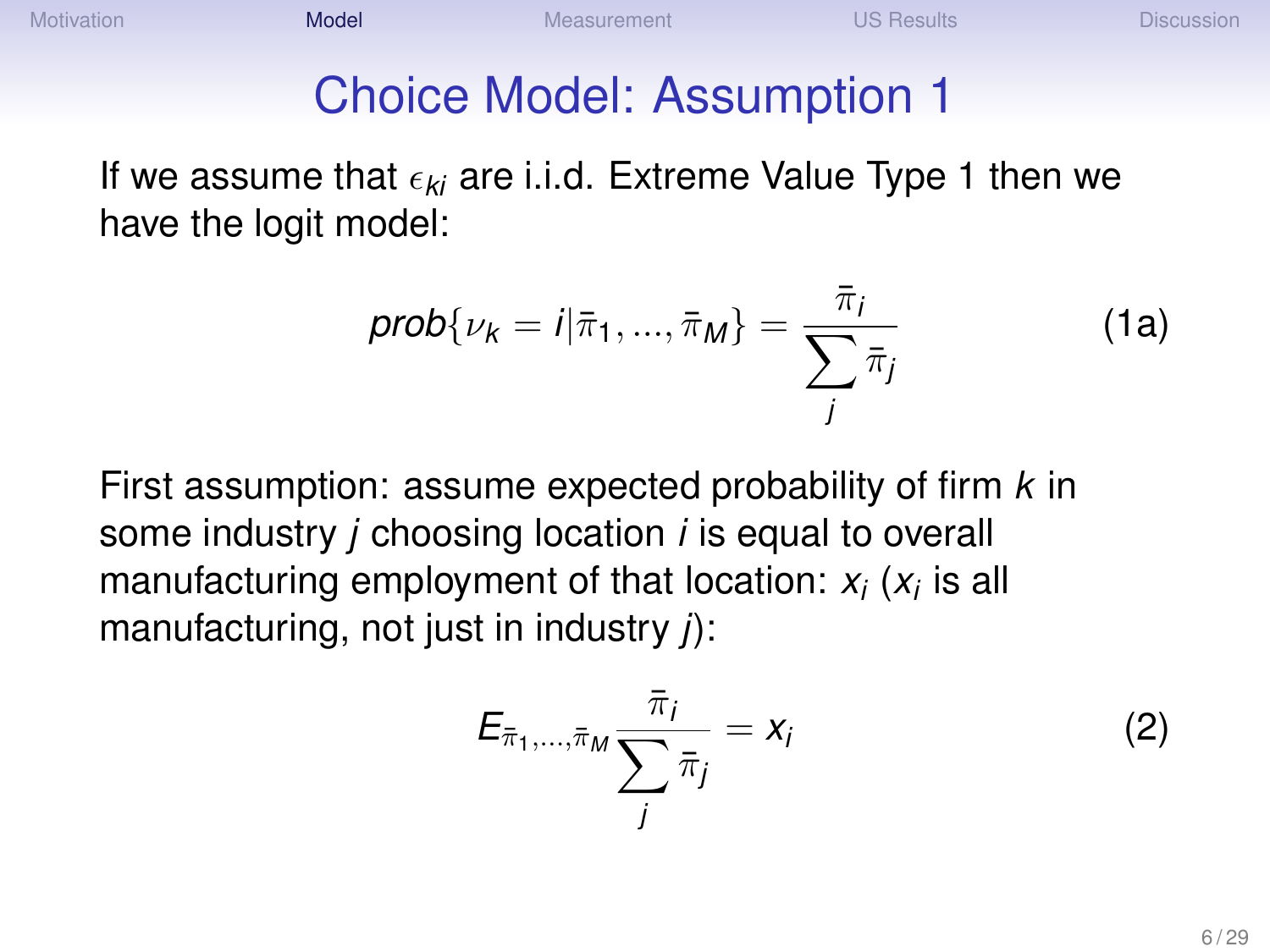# Choice Model: Assumption 1

If we assume that $\epsilon_{ki}$ are i.i.d. Extreme Value Type 1 then we have the logit model:

$$prob\{\nu_k = i | \bar{\pi}_1, ..., \bar{\pi}_M\} = \frac{\bar{\pi}_i}{\sum_j \bar{\pi}_j} \tag{1a}$$

First assumption: assume expected probability of firm $k$ in some industry $j$ choosing location $i$ is equal to overall manufacturing employment of that location: $x_i$ ($x_i$ is all manufacturing, not just in industry $j$):

$$E_{\bar{\pi}_1, ..., \bar{\pi}_M} \frac{\bar{\pi}_i}{\sum_j \bar{\pi}_j} = x_i \tag{2}$$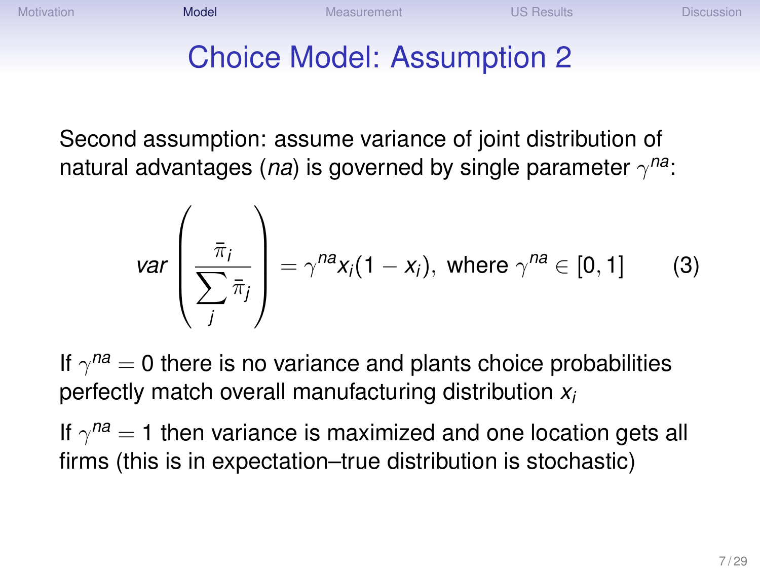# Choice Model: Assumption 2

Second assumption: assume variance of joint distribution of natural advantages (*na*) is governed by single parameter $\gamma^{na}$:

$$var\left(\frac{\bar{\pi}_i}{\sum_j \bar{\pi}_j}\right) = \gamma^{na} x_i (1 - x_i), \text{ where } \gamma^{na} \in [0, 1] \qquad (3)$$

If $\gamma^{na} = 0$ there is no variance and plants choice probabilities perfectly match overall manufacturing distribution $x_i$

If $\gamma^{na} = 1$ then variance is maximized and one location gets all firms (this is in expectation–true distribution is stochastic)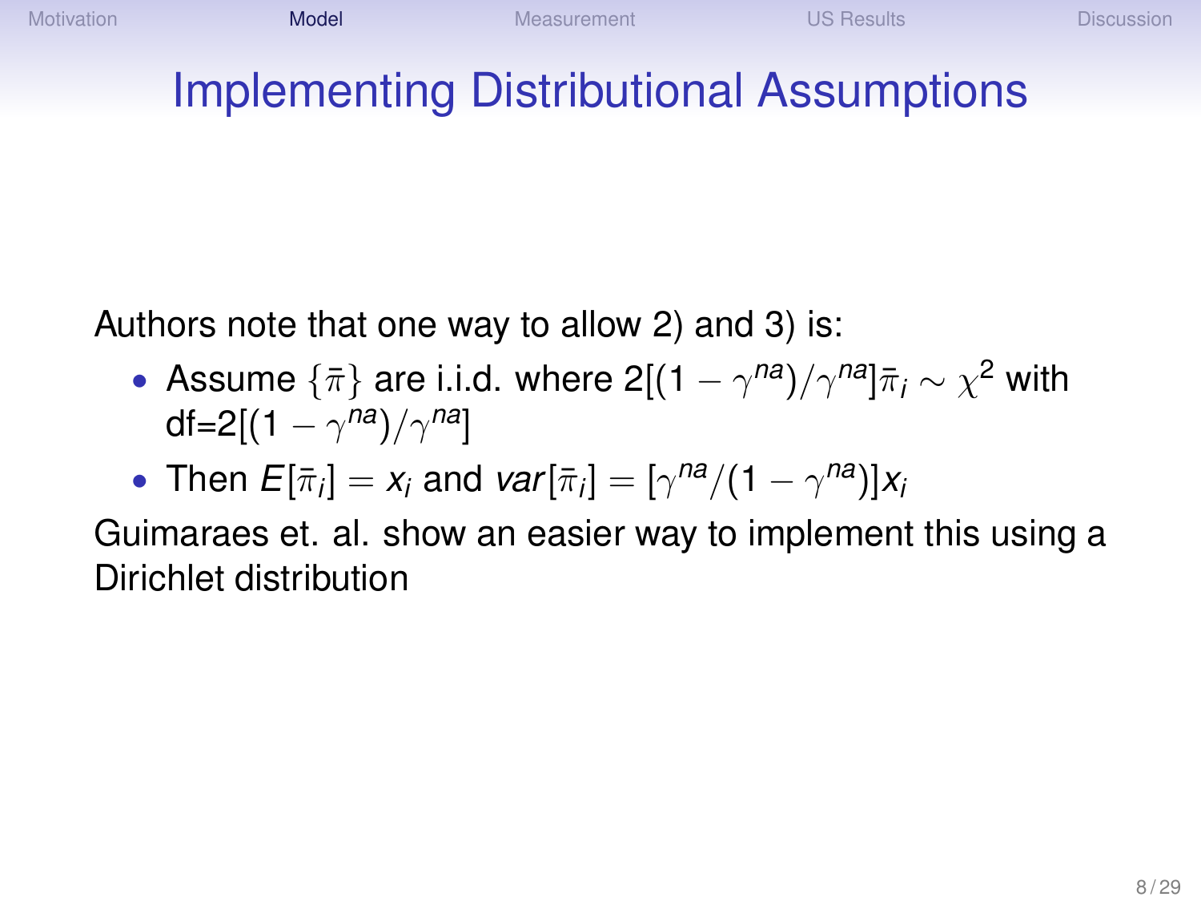# Implementing Distributional Assumptions

Authors note that one way to allow 2) and 3) is:

- Assume $\{\bar{\pi}\}$ are i.i.d. where $2[(1-\gamma^{na})/\gamma^{na}]\bar{\pi}_i \sim \chi^2$ with df=$2[(1-\gamma^{na})/\gamma^{na}]$
- Then $E[\bar{\pi}_i] = x_i$ and $var[\bar{\pi}_i] = [\gamma^{na}/(1-\gamma^{na})]x_i$

Guimaraes et. al. show an easier way to implement this using a Dirichlet distribution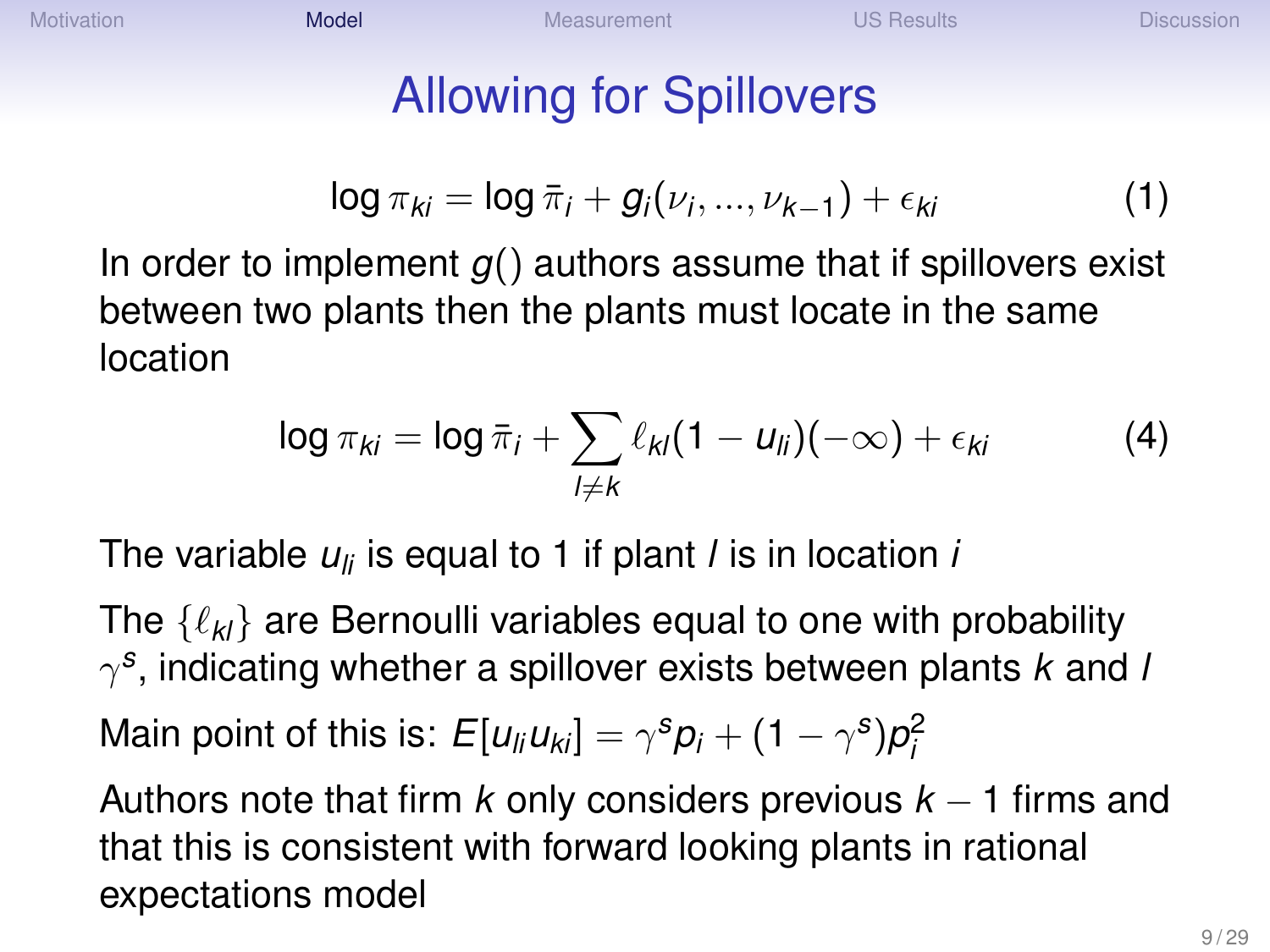# Allowing for Spillovers

$$\log \pi_{ki} = \log \bar{\pi}_i + g_i(\nu_i, ..., \nu_{k-1}) + \epsilon_{ki} \tag{1}$$

In order to implement $g()$ authors assume that if spillovers exist between two plants then the plants must locate in the same location

$$\log \pi_{ki} = \log \bar{\pi}_i + \sum_{l \neq k} \ell_{kl}(1 - u_{li})(-\infty) + \epsilon_{ki} \tag{4}$$

The variable $u_{li}$ is equal to 1 if plant $l$ is in location $i$

The $\{\ell_{kl}\}$ are Bernoulli variables equal to one with probability $\gamma^s$, indicating whether a spillover exists between plants $k$ and $l$

Main point of this is: $E[u_{li}u_{ki}] = \gamma^s p_i + (1 - \gamma^s)p_i^2$

Authors note that firm $k$ only considers previous $k-1$ firms and that this is consistent with forward looking plants in rational expectations model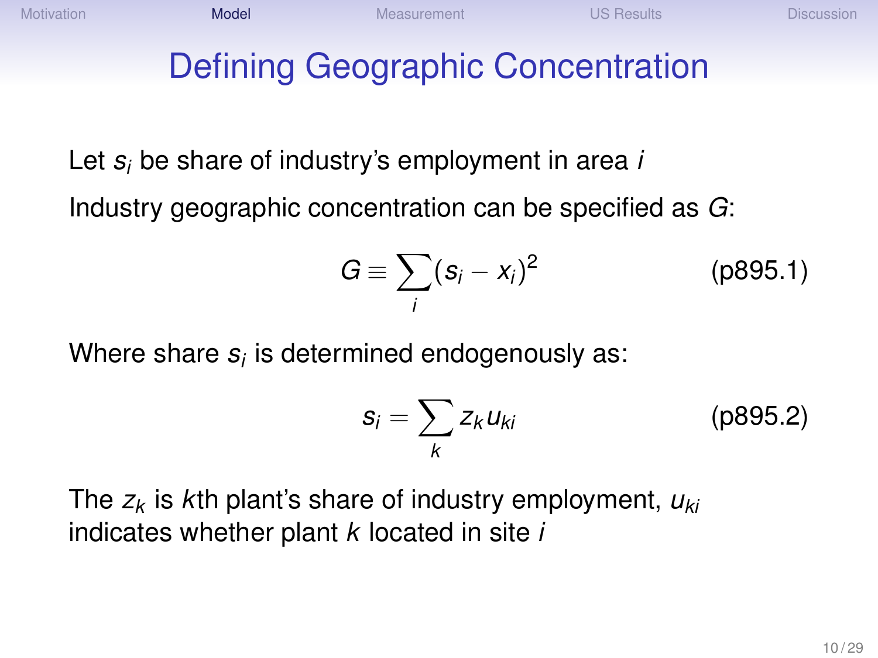# Defining Geographic Concentration

Let $s_i$ be share of industry's employment in area $i$

Industry geographic concentration can be specified as $G$:

$$G \equiv \sum_i (s_i - x_i)^2 \qquad \text{(p895.1)}$$

Where share $s_i$ is determined endogenously as:

$$s_i = \sum_k z_k u_{ki} \qquad \text{(p895.2)}$$

The $z_k$ is $k$th plant's share of industry employment, $u_{ki}$ indicates whether plant $k$ located in site $i$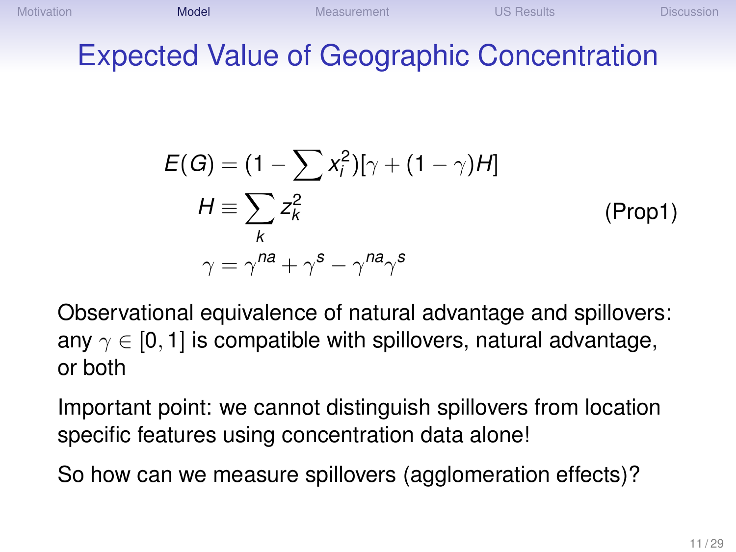# Expected Value of Geographic Concentration

$$
\begin{aligned}
E(G) &= (1 - \sum x_i^2)[\gamma + (1-\gamma)H] \\
H &\equiv \sum_k z_k^2 \\
\gamma &= \gamma^{na} + \gamma^{s} - \gamma^{na}\gamma^{s}
\end{aligned}
\quad \text{(Prop1)}
$$

Observational equivalence of natural advantage and spillovers: any $\gamma \in [0, 1]$ is compatible with spillovers, natural advantage, or both

Important point: we cannot distinguish spillovers from location specific features using concentration data alone!

So how can we measure spillovers (agglomeration effects)?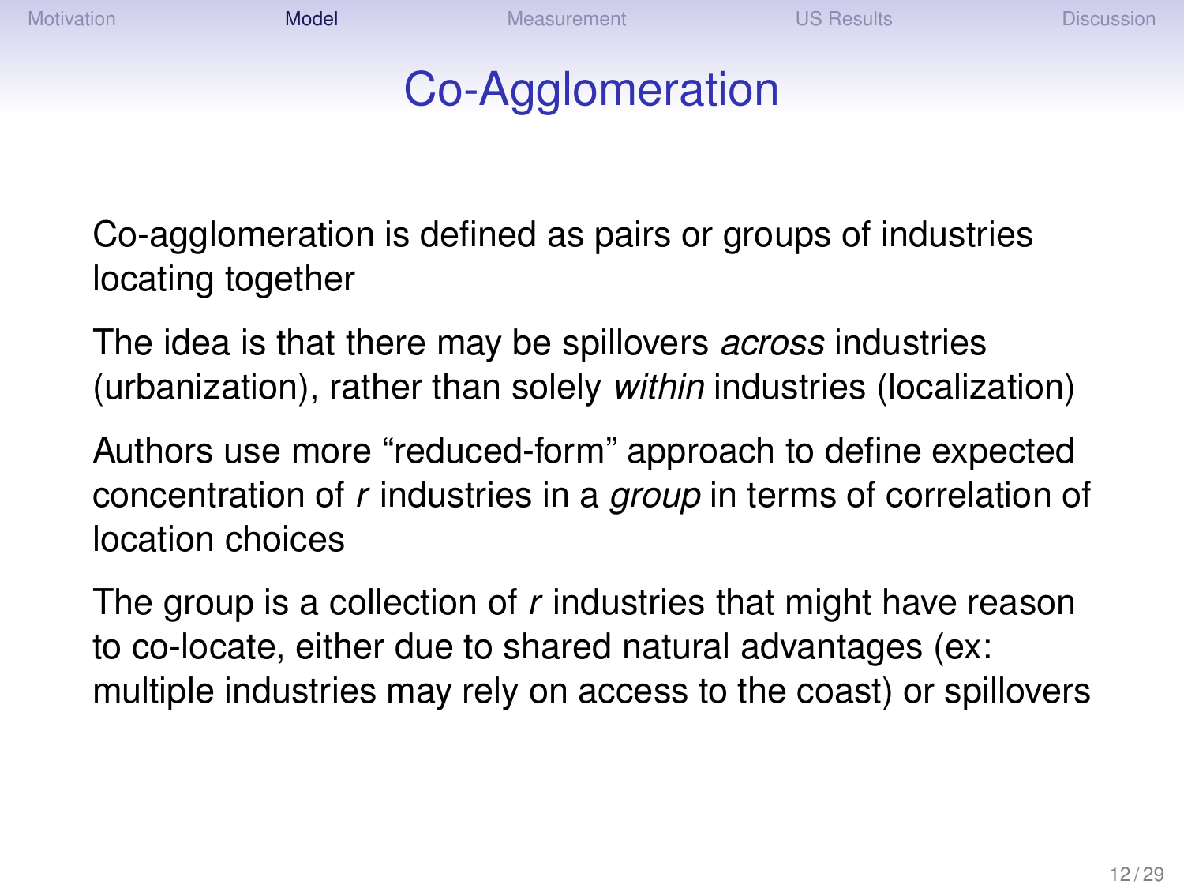# Co-Agglomeration

Co-agglomeration is defined as pairs or groups of industries locating together

The idea is that there may be spillovers *across* industries (urbanization), rather than solely *within* industries (localization)

Authors use more "reduced-form" approach to define expected concentration of $r$ industries in a *group* in terms of correlation of location choices

The group is a collection of $r$ industries that might have reason to co-locate, either due to shared natural advantages (ex: multiple industries may rely on access to the coast) or spillovers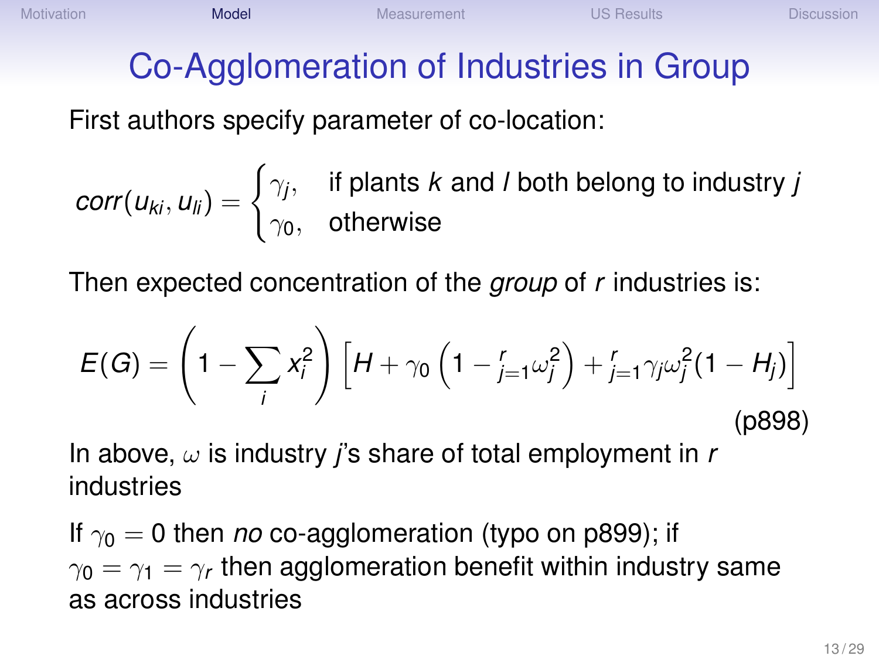# Co-Agglomeration of Industries in Group

First authors specify parameter of co-location:

$$corr(u_{ki}, u_{li}) = \begin{cases} \gamma_j, & \text{if plants } k \text{ and } l \text{ both belong to industry } j \\ \gamma_0, & \text{otherwise} \end{cases}$$

Then expected concentration of the *group* of $r$ industries is:

$$E(G) = \left(1 - \sum_i x_i^2\right) \left[H + \gamma_0 \left(1 - {}_{j=1}^{r} \omega_j^2\right) + {}_{j=1}^{r} \gamma_j \omega_j^2 (1 - H_j)\right]$$

(p898)

In above, $\omega$ is industry $j$'s share of total employment in $r$ industries

If $\gamma_0 = 0$ then *no* co-agglomeration (typo on p899); if $\gamma_0 = \gamma_1 = \gamma_r$ then agglomeration benefit within industry same as across industries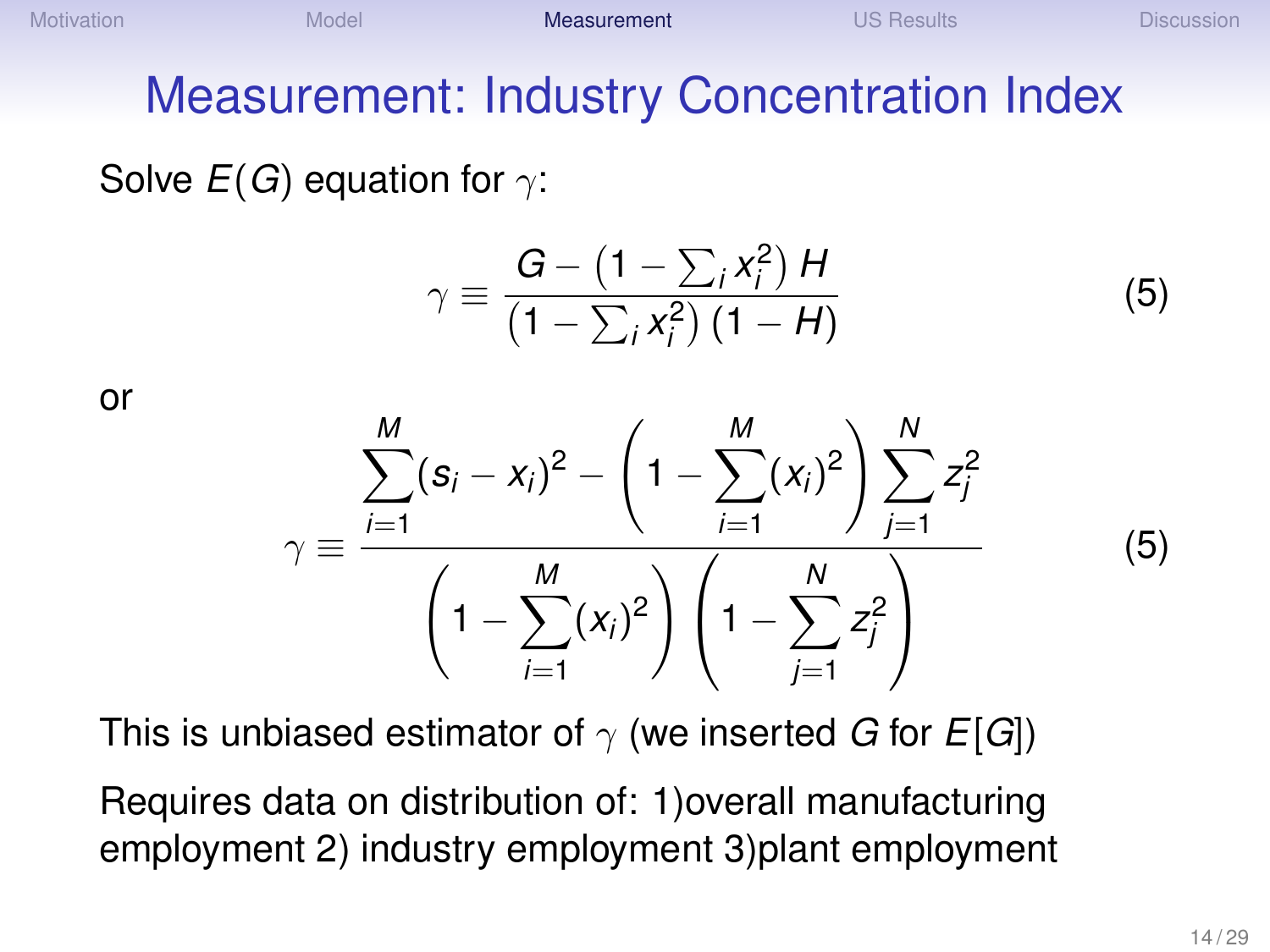# Measurement: Industry Concentration Index

Solve $E(G)$ equation for $\gamma$:

$$\gamma \equiv \frac{G - \left(1 - \sum_i x_i^2\right) H}{\left(1 - \sum_i x_i^2\right)(1 - H)} \tag{5}$$

or

$$\gamma \equiv \frac{\sum_{i=1}^{M}(s_i - x_i)^2 - \left(1 - \sum_{i=1}^{M}(x_i)^2\right)\sum_{j=1}^{N} z_j^2}{\left(1 - \sum_{i=1}^{M}(x_i)^2\right)\left(1 - \sum_{j=1}^{N} z_j^2\right)} \tag{5}$$

This is unbiased estimator of $\gamma$ (we inserted $G$ for $E[G]$)

Requires data on distribution of: 1)overall manufacturing employment 2) industry employment 3)plant employment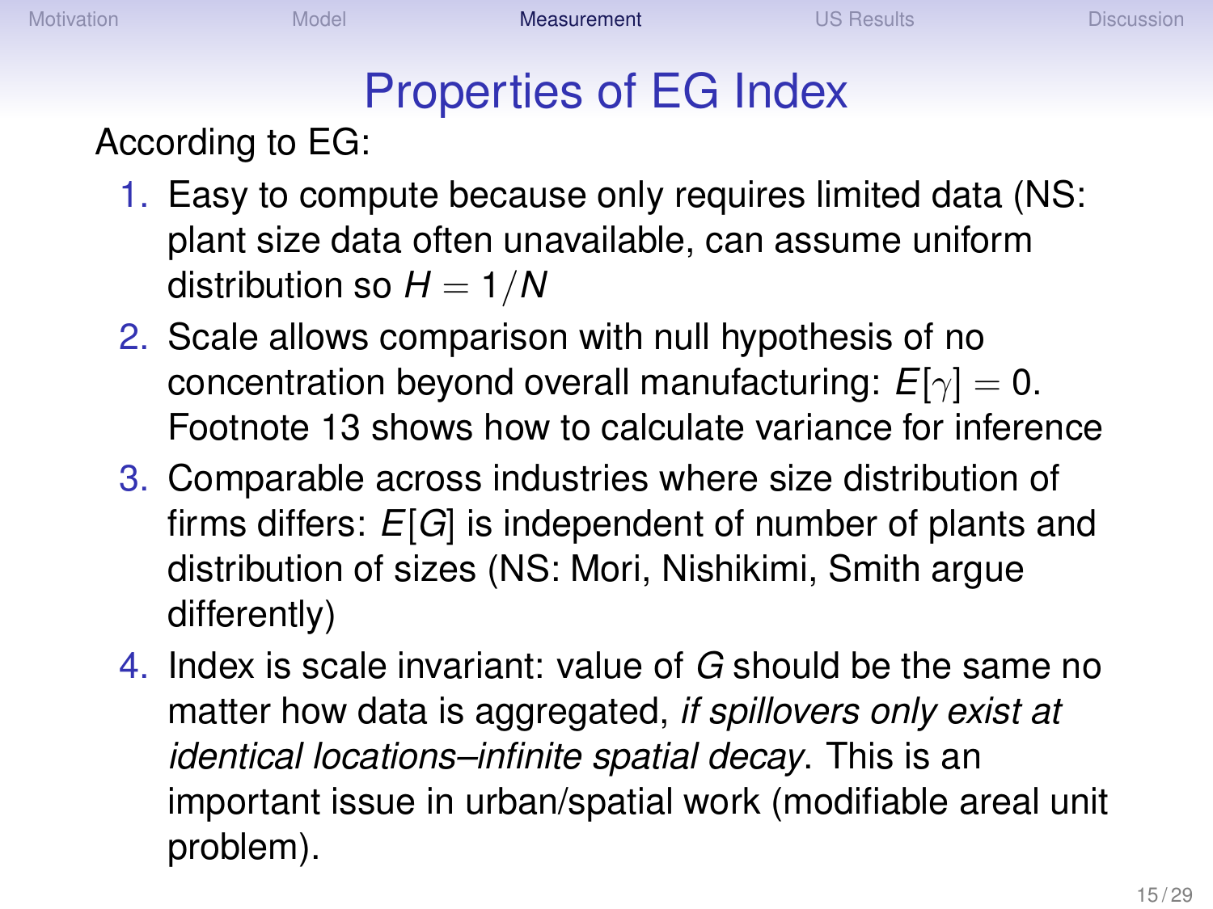# Properties of EG Index

According to EG:

1. Easy to compute because only requires limited data (NS: plant size data often unavailable, can assume uniform distribution so $H = 1/N$
2. Scale allows comparison with null hypothesis of no concentration beyond overall manufacturing: $E[\gamma] = 0$. Footnote 13 shows how to calculate variance for inference
3. Comparable across industries where size distribution of firms differs: $E[G]$ is independent of number of plants and distribution of sizes (NS: Mori, Nishikimi, Smith argue differently)
4. Index is scale invariant: value of $G$ should be the same no matter how data is aggregated, *if spillovers only exist at identical locations–infinite spatial decay*. This is an important issue in urban/spatial work (modifiable areal unit problem).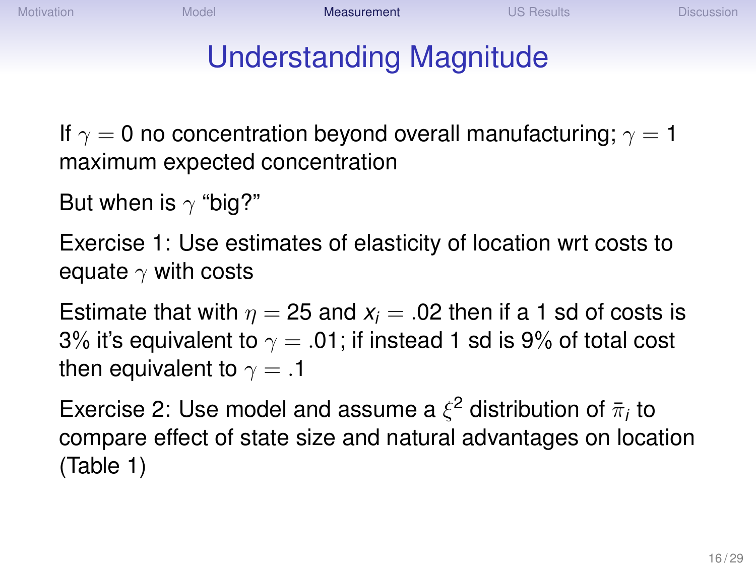# Understanding Magnitude

If $\gamma = 0$ no concentration beyond overall manufacturing; $\gamma = 1$ maximum expected concentration

But when is $\gamma$ "big?"

Exercise 1: Use estimates of elasticity of location wrt costs to equate $\gamma$ with costs

Estimate that with $\eta = 25$ and $x_i = .02$ then if a 1 sd of costs is 3% it's equivalent to $\gamma = .01$; if instead 1 sd is 9% of total cost then equivalent to $\gamma = .1$

Exercise 2: Use model and assume a $\xi^2$ distribution of $\bar{\pi}_i$ to compare effect of state size and natural advantages on location (Table 1)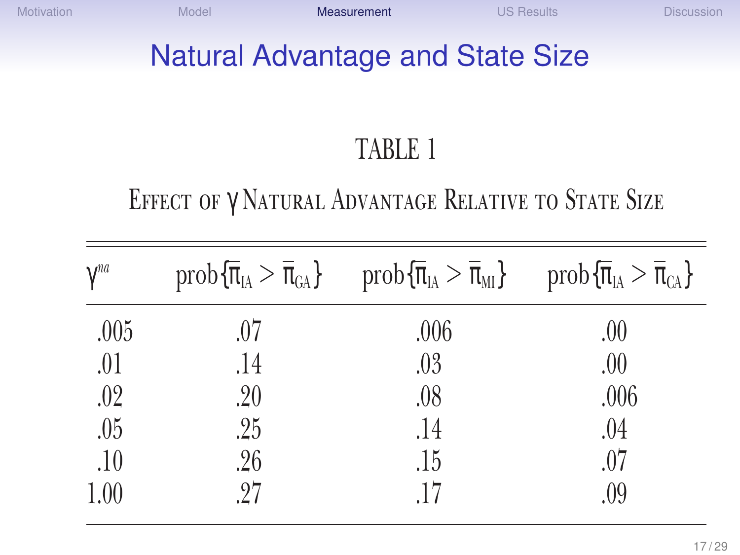# Natural Advantage and State Size

TABLE 1

EFFECT OF $\gamma$ NATURAL ADVANTAGE RELATIVE TO STATE SIZE

| $\gamma^{na}$ | prob$\{\bar{\pi}_{IA} > \bar{\pi}_{GA}\}$ | prob$\{\bar{\pi}_{IA} > \bar{\pi}_{MI}\}$ | prob$\{\bar{\pi}_{IA} > \bar{\pi}_{CA}\}$ |
|---|---|---|---|
| .005 | .07 | .006 | .00 |
| .01 | .14 | .03 | .00 |
| .02 | .20 | .08 | .006 |
| .05 | .25 | .14 | .04 |
| .10 | .26 | .15 | .07 |
| 1.00 | .27 | .17 | .09 |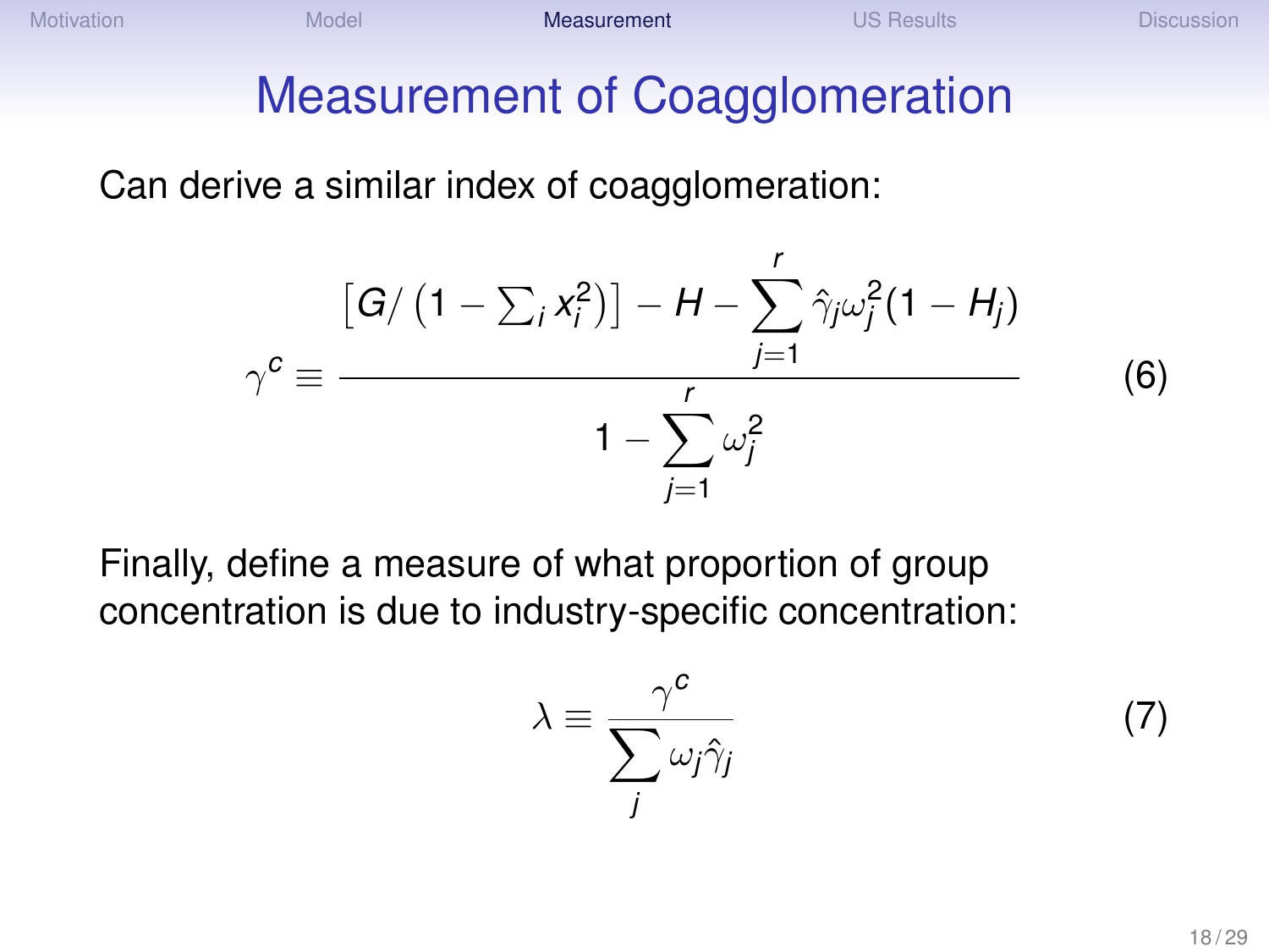# Measurement of Coagglomeration

Can derive a similar index of coagglomeration:

$$\gamma^c \equiv \frac{\left[G/\left(1 - \sum_i x_i^2\right)\right] - H - \sum_{j=1}^{r} \hat{\gamma}_j \omega_j^2 (1 - H_j)}{1 - \sum_{j=1}^{r} \omega_j^2} \tag{6}$$

Finally, define a measure of what proportion of group concentration is due to industry-specific concentration:

$$\lambda \equiv \frac{\gamma^c}{\sum_j \omega_j \hat{\gamma}_j} \tag{7}$$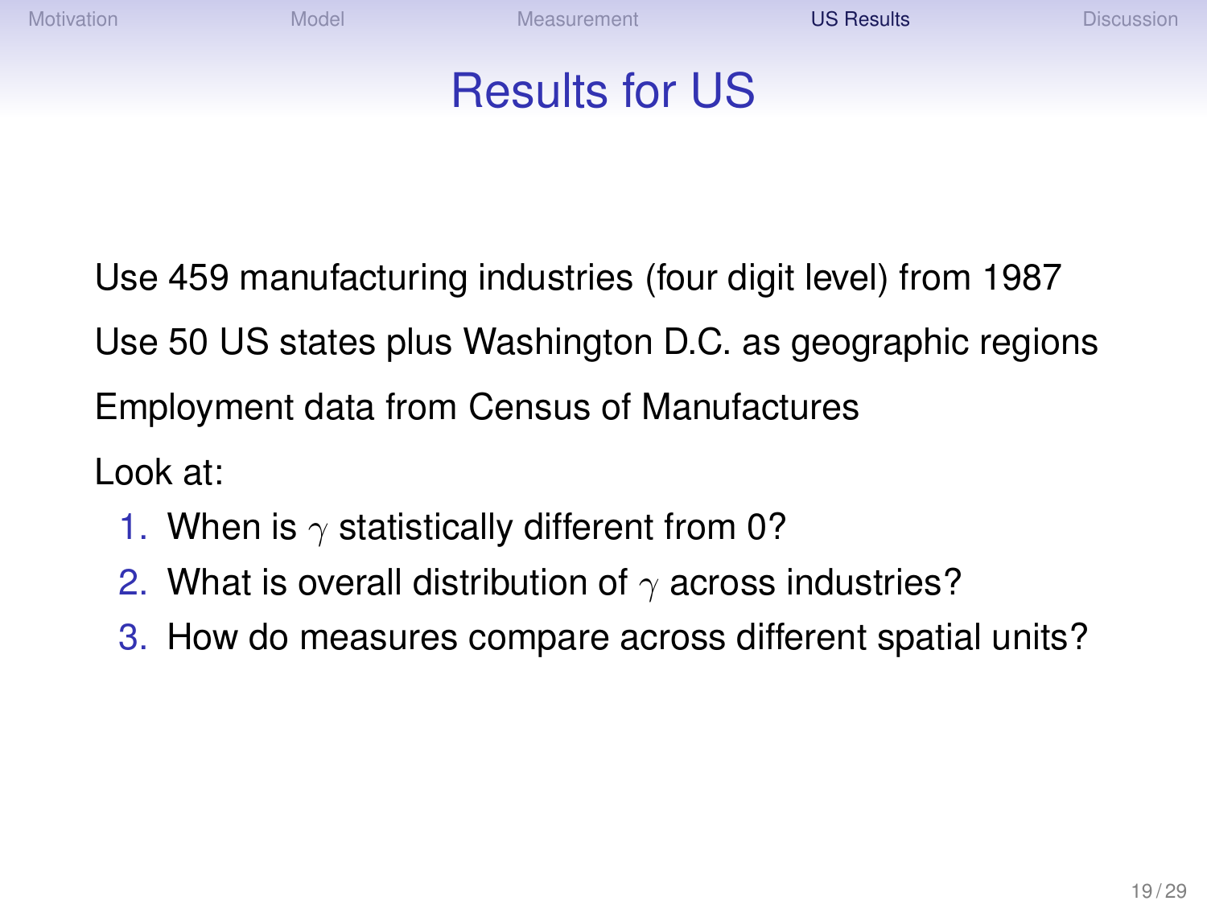# Results for US

Use 459 manufacturing industries (four digit level) from 1987

Use 50 US states plus Washington D.C. as geographic regions

Employment data from Census of Manufactures

Look at:

1. When is $\gamma$ statistically different from 0?
2. What is overall distribution of $\gamma$ across industries?
3. How do measures compare across different spatial units?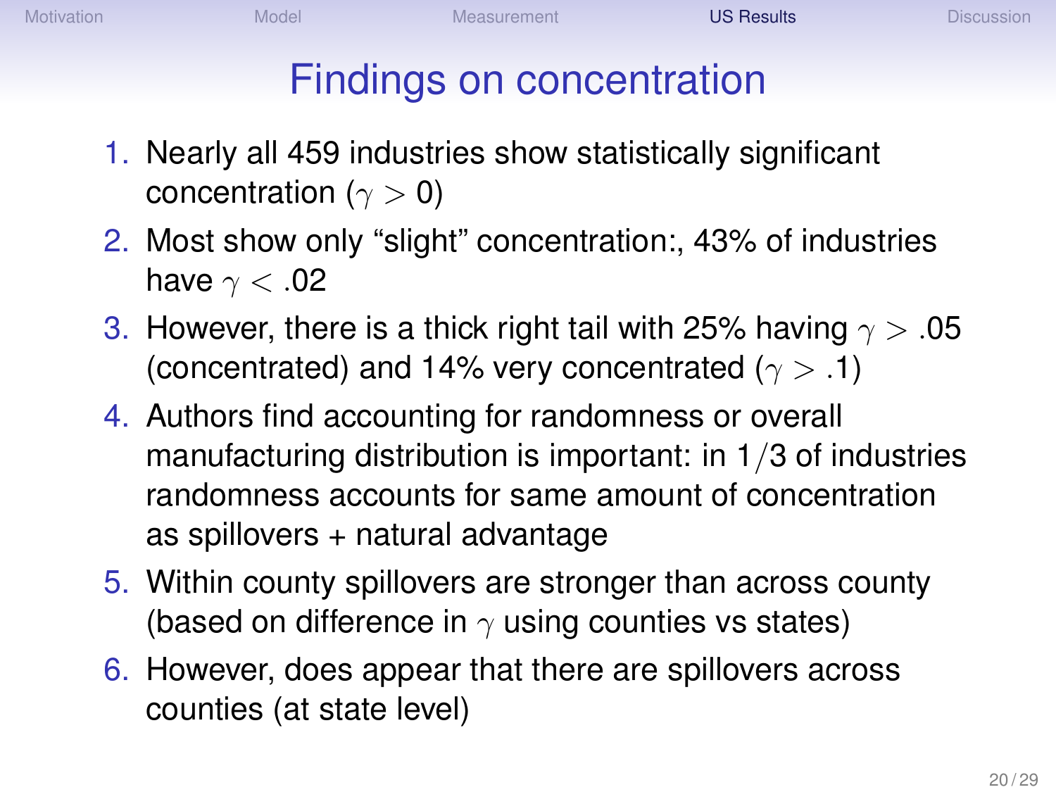# Findings on concentration

1. Nearly all 459 industries show statistically significant concentration ($\gamma > 0$)
2. Most show only "slight" concentration:, 43% of industries have $\gamma < .02$
3. However, there is a thick right tail with 25% having $\gamma > .05$ (concentrated) and 14% very concentrated ($\gamma > .1$)
4. Authors find accounting for randomness or overall manufacturing distribution is important: in $1/3$ of industries randomness accounts for same amount of concentration as spillovers + natural advantage
5. Within county spillovers are stronger than across county (based on difference in $\gamma$ using counties vs states)
6. However, does appear that there are spillovers across counties (at state level)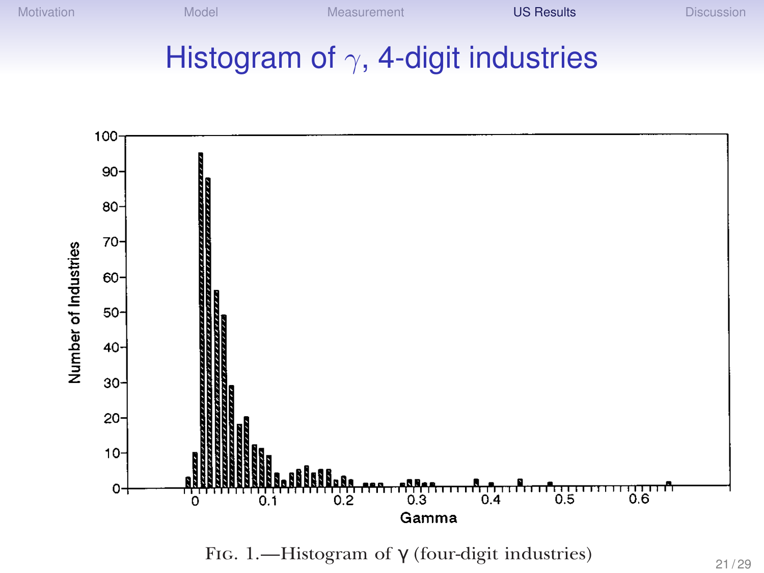# Histogram of $\gamma$, 4-digit industries

FIG. 1.—Histogram of $\gamma$ (four-digit industries)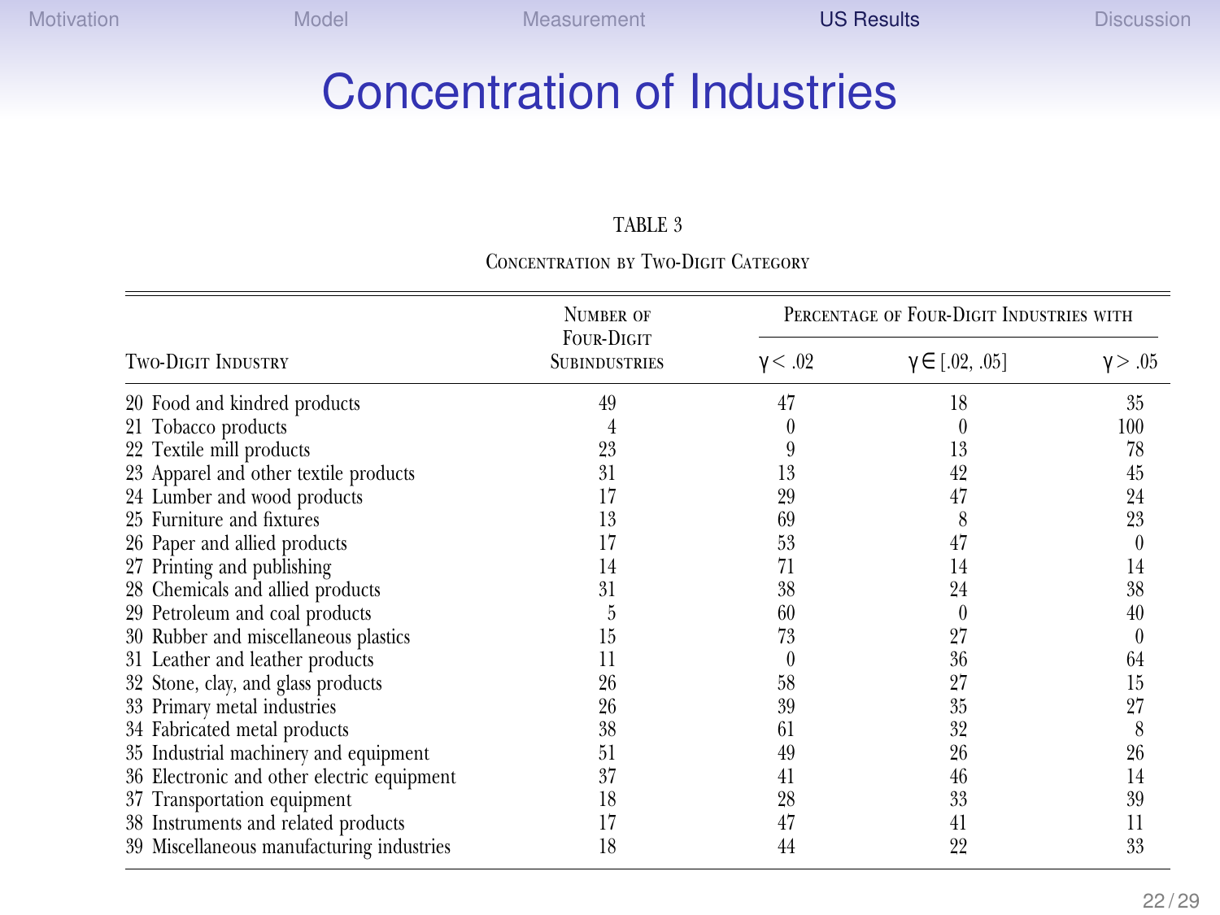# Concentration of Industries

TABLE 3

Concentration by Two-Digit Category

| Two-Digit Industry | Number of Four-Digit Subindustries | Percentage of Four-Digit Industries with | | |
|---|---|---|---|---|
| | | $\gamma < .02$ | $\gamma \in [.02, .05]$ | $\gamma > .05$ |
| 20 Food and kindred products | 49 | 47 | 18 | 35 |
| 21 Tobacco products | 4 | 0 | 0 | 100 |
| 22 Textile mill products | 23 | 9 | 13 | 78 |
| 23 Apparel and other textile products | 31 | 13 | 42 | 45 |
| 24 Lumber and wood products | 17 | 29 | 47 | 24 |
| 25 Furniture and fixtures | 13 | 69 | 8 | 23 |
| 26 Paper and allied products | 17 | 53 | 47 | 0 |
| 27 Printing and publishing | 14 | 71 | 14 | 14 |
| 28 Chemicals and allied products | 31 | 38 | 24 | 38 |
| 29 Petroleum and coal products | 5 | 60 | 0 | 40 |
| 30 Rubber and miscellaneous plastics | 15 | 73 | 27 | 0 |
| 31 Leather and leather products | 11 | 0 | 36 | 64 |
| 32 Stone, clay, and glass products | 26 | 58 | 27 | 15 |
| 33 Primary metal industries | 26 | 39 | 35 | 27 |
| 34 Fabricated metal products | 38 | 61 | 32 | 8 |
| 35 Industrial machinery and equipment | 51 | 49 | 26 | 26 |
| 36 Electronic and other electric equipment | 37 | 41 | 46 | 14 |
| 37 Transportation equipment | 18 | 28 | 33 | 39 |
| 38 Instruments and related products | 17 | 47 | 41 | 11 |
| 39 Miscellaneous manufacturing industries | 18 | 44 | 22 | 33 |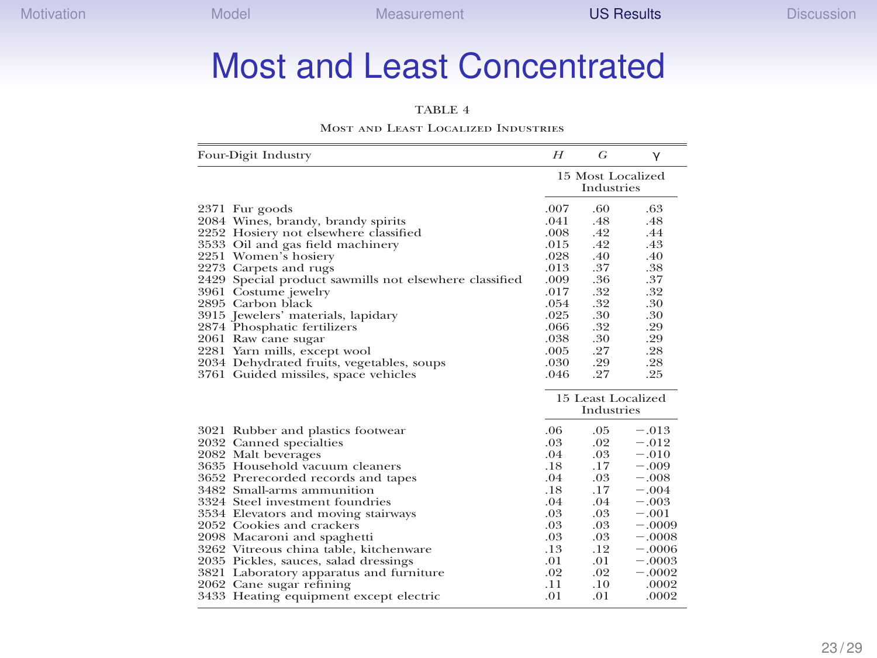# Most and Least Concentrated

TABLE 4

Most and Least Localized Industries

| Four-Digit Industry | $H$ | $G$ | $\gamma$ |
|---|---|---|---|
| | 15 Most Localized Industries | | |
| 2371 Fur goods | .007 | .60 | .63 |
| 2084 Wines, brandy, brandy spirits | .041 | .48 | .48 |
| 2252 Hosiery not elsewhere classified | .008 | .42 | .44 |
| 3533 Oil and gas field machinery | .015 | .42 | .43 |
| 2251 Women's hosiery | .028 | .40 | .40 |
| 2273 Carpets and rugs | .013 | .37 | .38 |
| 2429 Special product sawmills not elsewhere classified | .009 | .36 | .37 |
| 3961 Costume jewelry | .017 | .32 | .32 |
| 2895 Carbon black | .054 | .32 | .30 |
| 3915 Jewelers' materials, lapidary | .025 | .30 | .30 |
| 2874 Phosphatic fertilizers | .066 | .32 | .29 |
| 2061 Raw cane sugar | .038 | .30 | .29 |
| 2281 Yarn mills, except wool | .005 | .27 | .28 |
| 2034 Dehydrated fruits, vegetables, soups | .030 | .29 | .28 |
| 3761 Guided missiles, space vehicles | .046 | .27 | .25 |
| | 15 Least Localized Industries | | |
| 3021 Rubber and plastics footwear | .06 | .05 | −.013 |
| 2032 Canned specialties | .03 | .02 | −.012 |
| 2082 Malt beverages | .04 | .03 | −.010 |
| 3635 Household vacuum cleaners | .18 | .17 | −.009 |
| 3652 Prerecorded records and tapes | .04 | .03 | −.008 |
| 3482 Small-arms ammunition | .18 | .17 | −.004 |
| 3324 Steel investment foundries | .04 | .04 | −.003 |
| 3534 Elevators and moving stairways | .03 | .03 | −.001 |
| 2052 Cookies and crackers | .03 | .03 | −.0009 |
| 2098 Macaroni and spaghetti | .03 | .03 | −.0008 |
| 3262 Vitreous china table, kitchenware | .13 | .12 | −.0006 |
| 2035 Pickles, sauces, salad dressings | .01 | .01 | −.0003 |
| 3821 Laboratory apparatus and furniture | .02 | .02 | −.0002 |
| 2062 Cane sugar refining | .11 | .10 | .0002 |
| 3433 Heating equipment except electric | .01 | .01 | .0002 |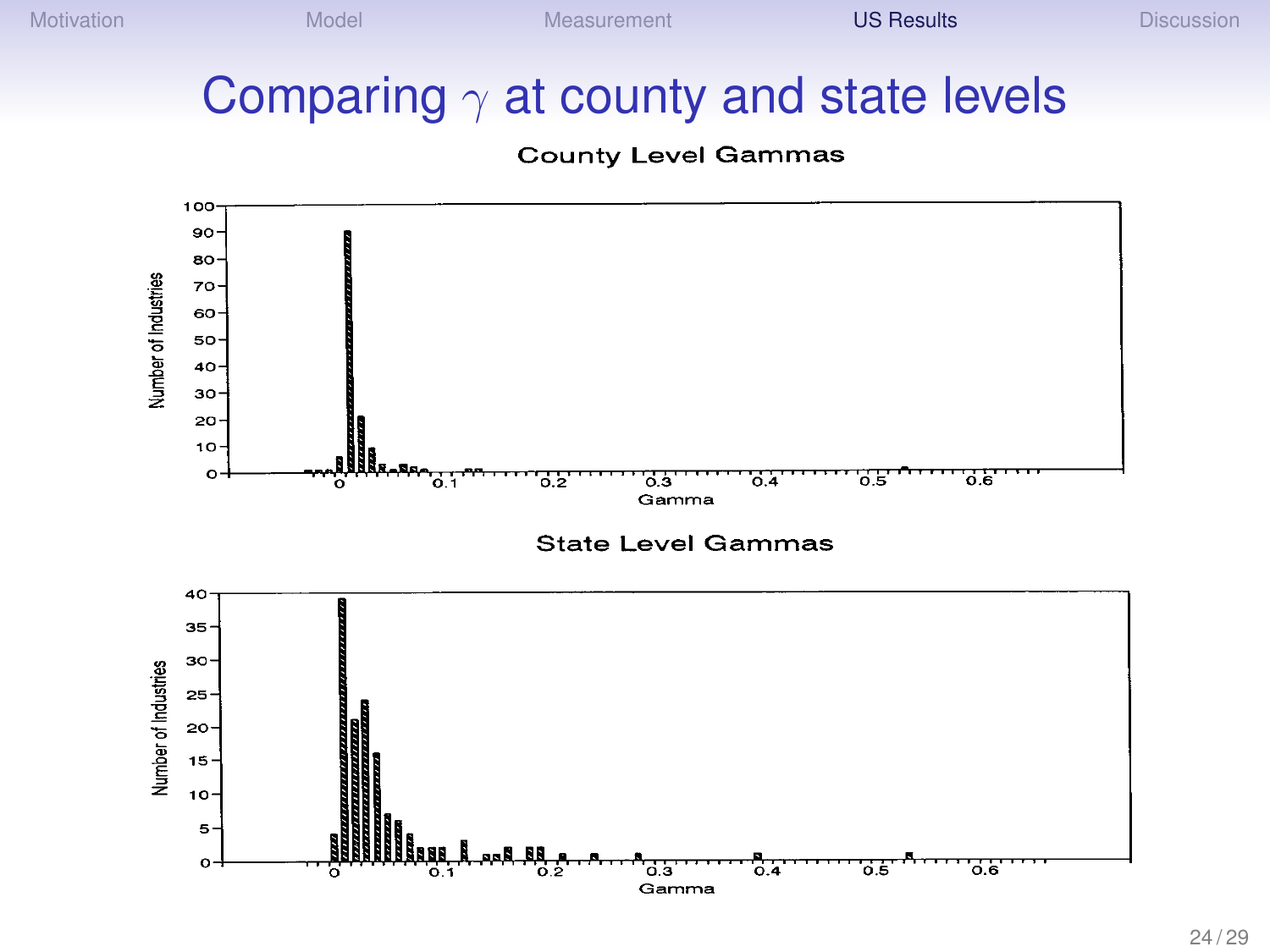# Comparing $\gamma$ at county and state levels

**County Level Gammas**

Number of Industries

Gamma

**State Level Gammas**

Number of Industries

Gamma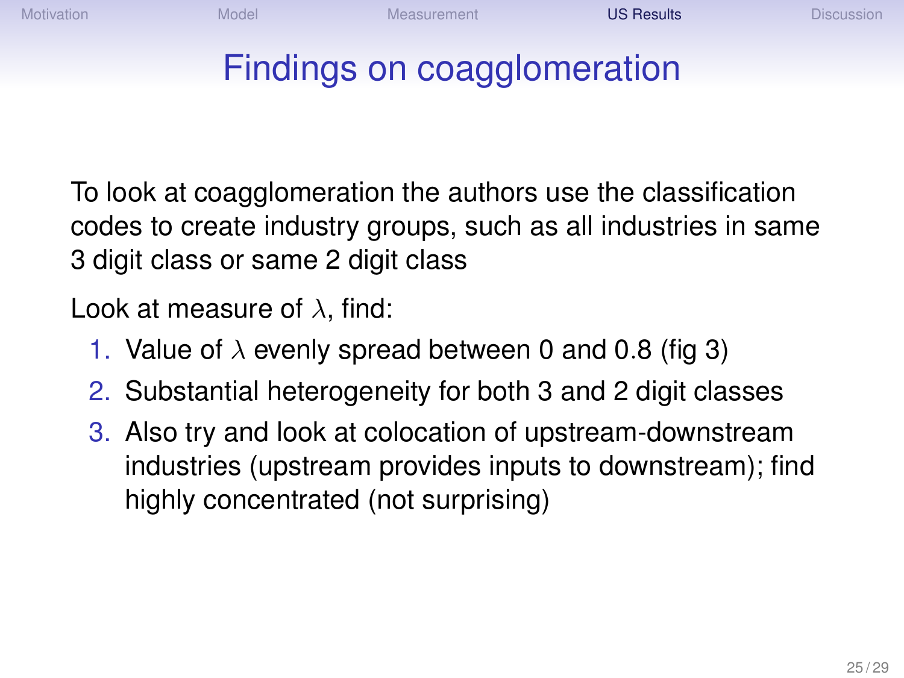# Findings on coagglomeration

To look at coagglomeration the authors use the classification codes to create industry groups, such as all industries in same 3 digit class or same 2 digit class

Look at measure of $\lambda$, find:

1. Value of $\lambda$ evenly spread between 0 and 0.8 (fig 3)
2. Substantial heterogeneity for both 3 and 2 digit classes
3. Also try and look at colocation of upstream-downstream industries (upstream provides inputs to downstream); find highly concentrated (not surprising)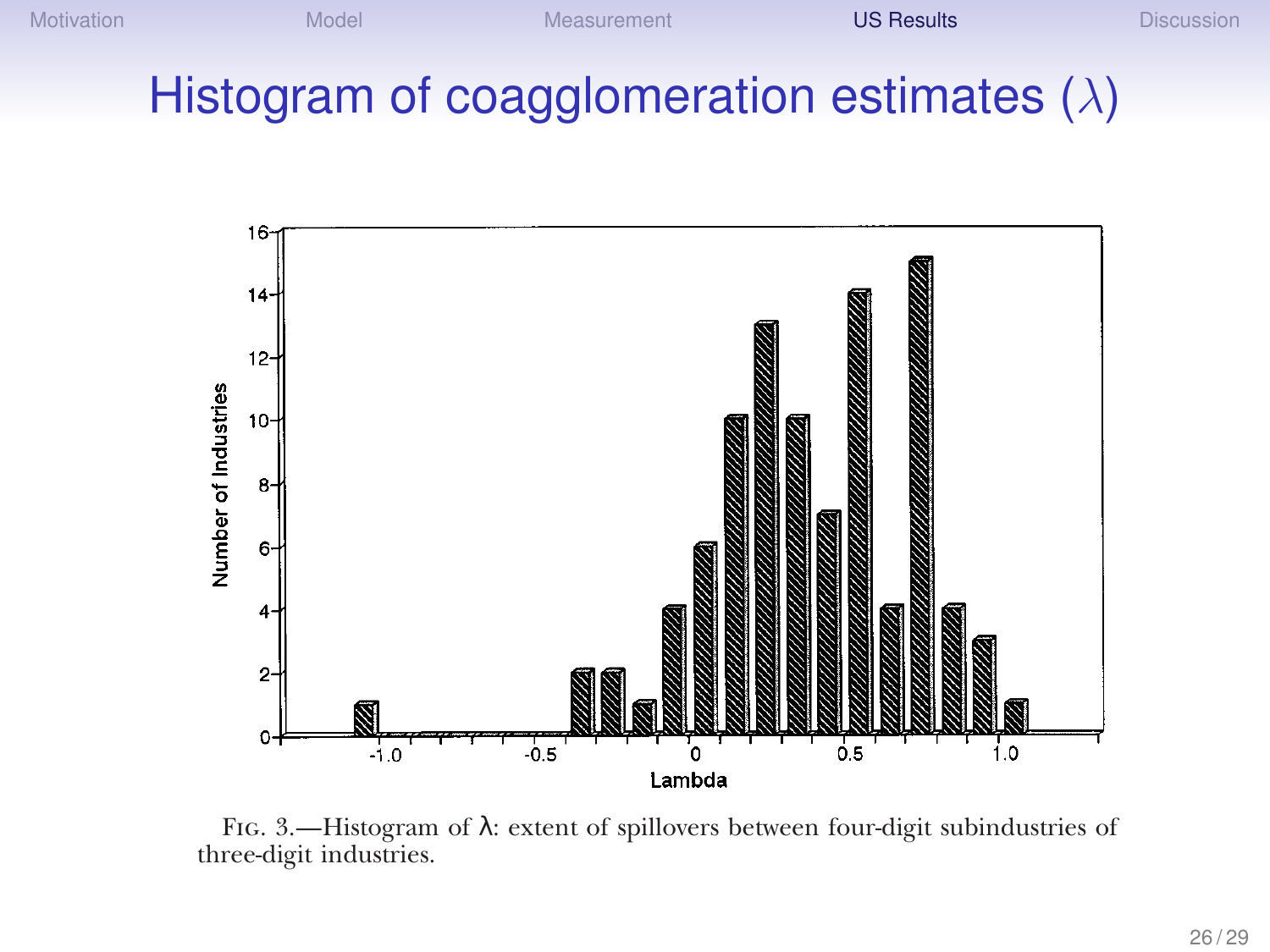# Histogram of coagglomeration estimates ($\lambda$)

FIG. 3.—Histogram of $\lambda$: extent of spillovers between four-digit subindustries of three-digit industries.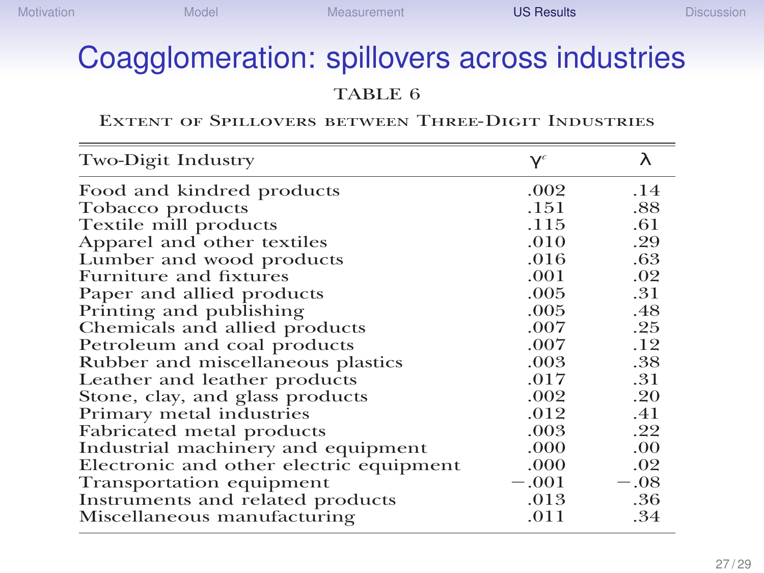# Coagglomeration: spillovers across industries

TABLE 6

EXTENT OF SPILLOVERS BETWEEN THREE-DIGIT INDUSTRIES

| Two-Digit Industry | $\gamma^c$ | $\lambda$ |
|---|---|---|
| Food and kindred products | .002 | .14 |
| Tobacco products | .151 | .88 |
| Textile mill products | .115 | .61 |
| Apparel and other textiles | .010 | .29 |
| Lumber and wood products | .016 | .63 |
| Furniture and fixtures | .001 | .02 |
| Paper and allied products | .005 | .31 |
| Printing and publishing | .005 | .48 |
| Chemicals and allied products | .007 | .25 |
| Petroleum and coal products | .007 | .12 |
| Rubber and miscellaneous plastics | .003 | .38 |
| Leather and leather products | .017 | .31 |
| Stone, clay, and glass products | .002 | .20 |
| Primary metal industries | .012 | .41 |
| Fabricated metal products | .003 | .22 |
| Industrial machinery and equipment | .000 | .00 |
| Electronic and other electric equipment | .000 | .02 |
| Transportation equipment | −.001 | −.08 |
| Instruments and related products | .013 | .36 |
| Miscellaneous manufacturing | .011 | .34 |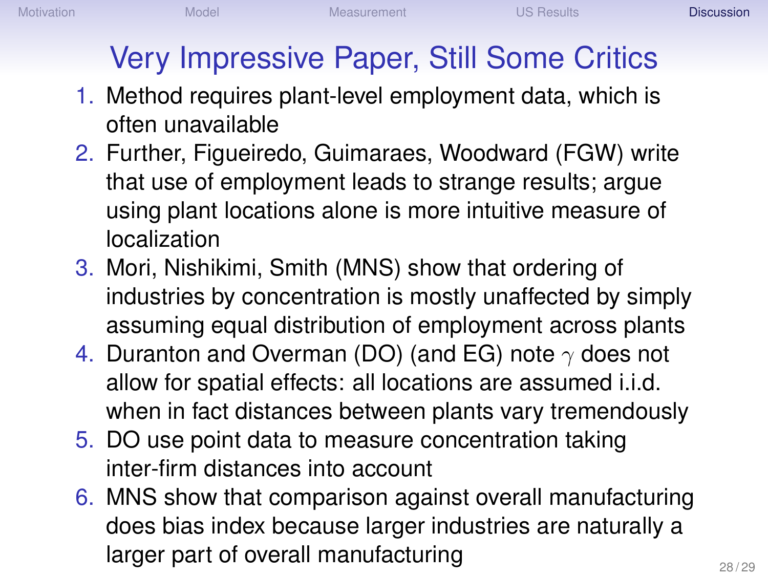# Very Impressive Paper, Still Some Critics

1. Method requires plant-level employment data, which is often unavailable
2. Further, Figueiredo, Guimaraes, Woodward (FGW) write that use of employment leads to strange results; argue using plant locations alone is more intuitive measure of localization
3. Mori, Nishikimi, Smith (MNS) show that ordering of industries by concentration is mostly unaffected by simply assuming equal distribution of employment across plants
4. Duranton and Overman (DO) (and EG) note $\gamma$ does not allow for spatial effects: all locations are assumed i.i.d. when in fact distances between plants vary tremendously
5. DO use point data to measure concentration taking inter-firm distances into account
6. MNS show that comparison against overall manufacturing does bias index because larger industries are naturally a larger part of overall manufacturing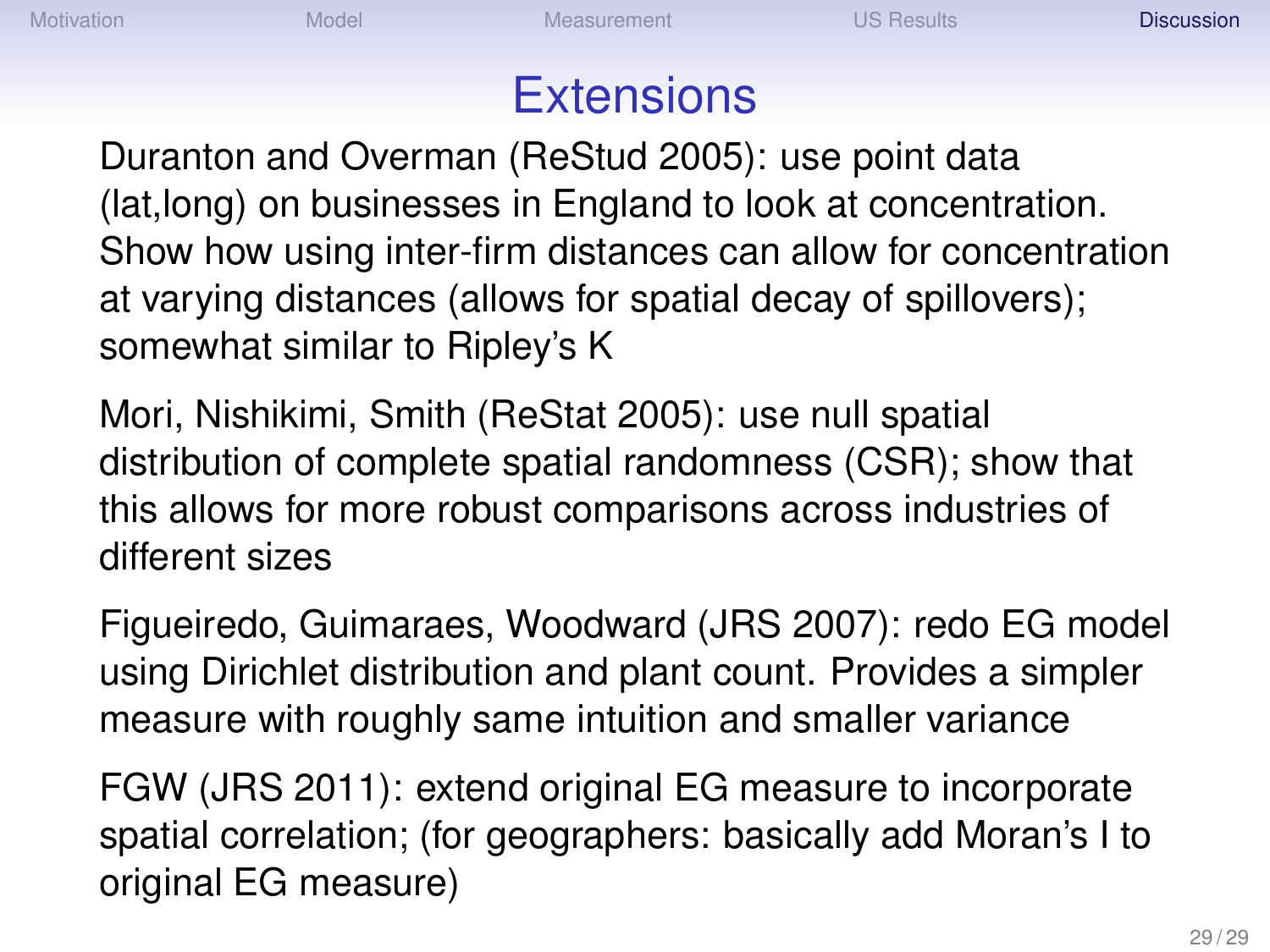# Extensions

Duranton and Overman (ReStud 2005): use point data (lat,long) on businesses in England to look at concentration. Show how using inter-firm distances can allow for concentration at varying distances (allows for spatial decay of spillovers); somewhat similar to Ripley's K

Mori, Nishikimi, Smith (ReStat 2005): use null spatial distribution of complete spatial randomness (CSR); show that this allows for more robust comparisons across industries of different sizes

Figueiredo, Guimaraes, Woodward (JRS 2007): redo EG model using Dirichlet distribution and plant count. Provides a simpler measure with roughly same intuition and smaller variance

FGW (JRS 2011): extend original EG measure to incorporate spatial correlation; (for geographers: basically add Moran's I to original EG measure)